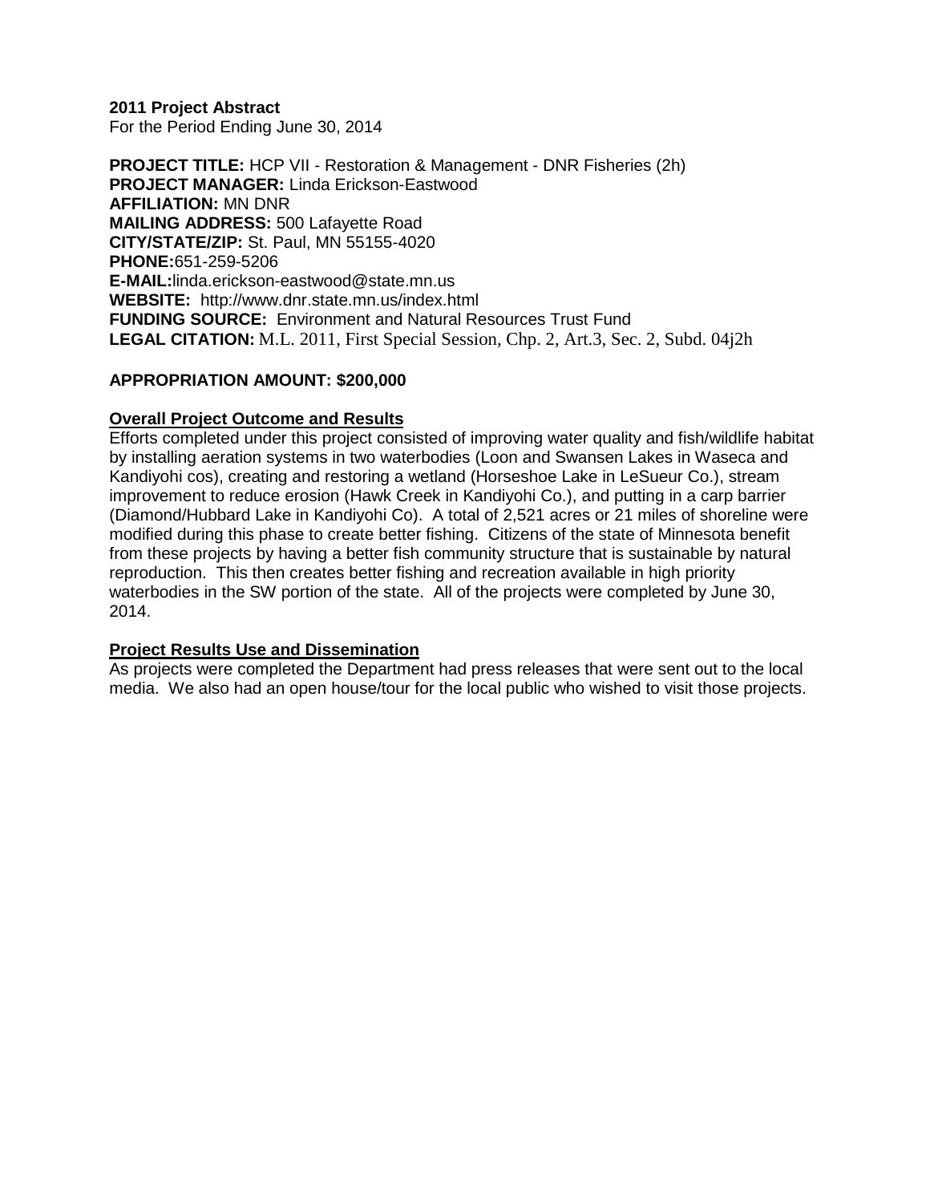**2011 Project Abstract**
For the Period Ending June 30, 2014

**PROJECT TITLE:** HCP VII - Restoration & Management - DNR Fisheries (2h)
**PROJECT MANAGER:** Linda Erickson-Eastwood
**AFFILIATION:** MN DNR
**MAILING ADDRESS:** 500 Lafayette Road
**CITY/STATE/ZIP:** St. Paul, MN 55155-4020
**PHONE:**651-259-5206
**E-MAIL:**linda.erickson-eastwood@state.mn.us
**WEBSITE:** http://www.dnr.state.mn.us/index.html
**FUNDING SOURCE:** Environment and Natural Resources Trust Fund
**LEGAL CITATION:** M.L. 2011, First Special Session, Chp. 2, Art.3, Sec. 2, Subd. 04j2h

**APPROPRIATION AMOUNT: $200,000**

**Overall Project Outcome and Results**

Efforts completed under this project consisted of improving water quality and fish/wildlife habitat by installing aeration systems in two waterbodies (Loon and Swansen Lakes in Waseca and Kandiyohi cos), creating and restoring a wetland (Horseshoe Lake in LeSueur Co.), stream improvement to reduce erosion (Hawk Creek in Kandiyohi Co.), and putting in a carp barrier (Diamond/Hubbard Lake in Kandiyohi Co). A total of 2,521 acres or 21 miles of shoreline were modified during this phase to create better fishing. Citizens of the state of Minnesota benefit from these projects by having a better fish community structure that is sustainable by natural reproduction. This then creates better fishing and recreation available in high priority waterbodies in the SW portion of the state. All of the projects were completed by June 30, 2014.

**Project Results Use and Dissemination**

As projects were completed the Department had press releases that were sent out to the local media. We also had an open house/tour for the local public who wished to visit those projects.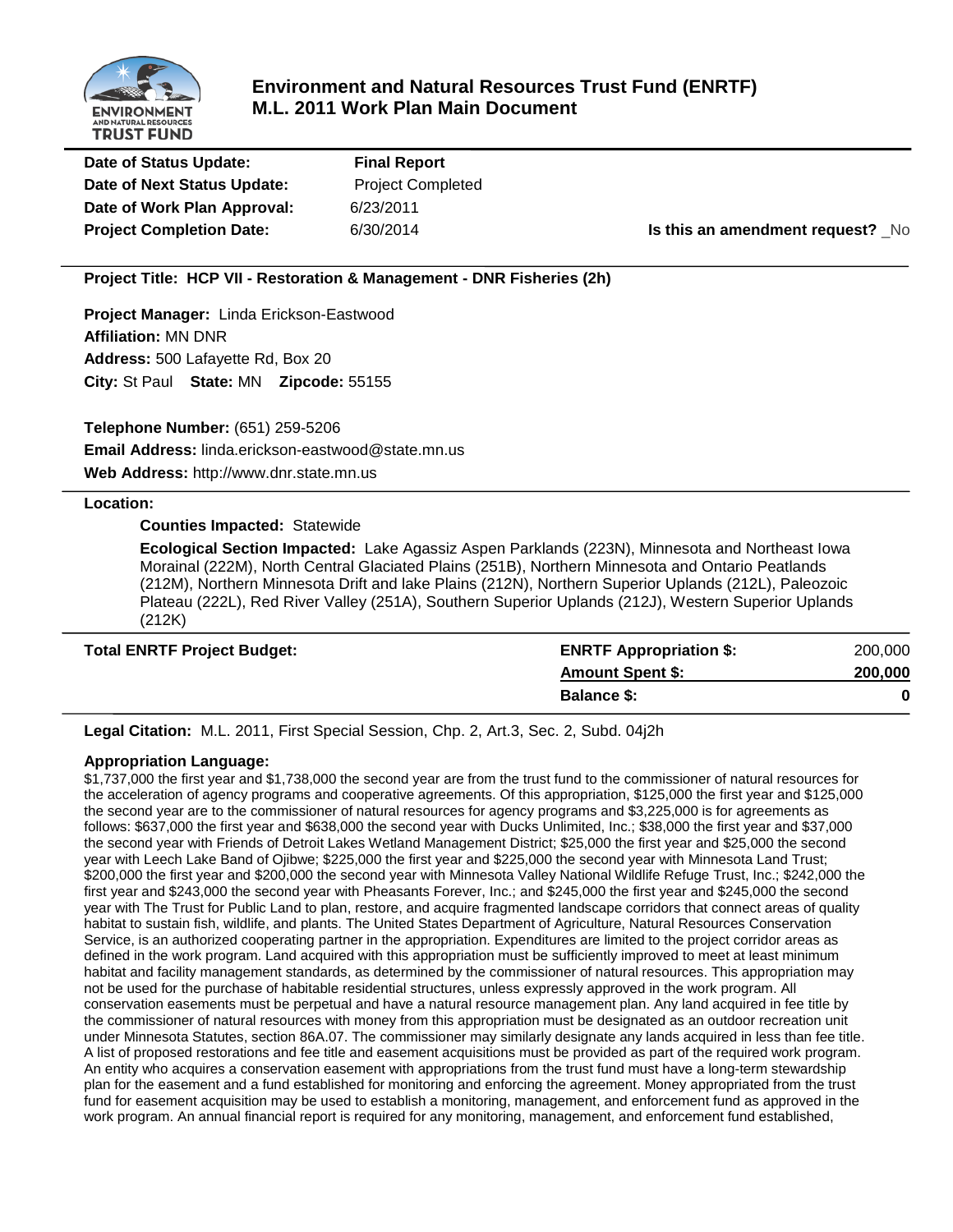# Environment and Natural Resources Trust Fund (ENRTF) M.L. 2011 Work Plan Main Document

| | |
|---|---|
| **Date of Status Update:** | **Final Report** |
| **Date of Next Status Update:** | Project Completed |
| **Date of Work Plan Approval:** | 6/23/2011 |
| **Project Completion Date:** | 6/30/2014 |

**Is this an amendment request?** _No

**Project Title: HCP VII - Restoration & Management - DNR Fisheries (2h)**

**Project Manager:** Linda Erickson-Eastwood
**Affiliation:** MN DNR
**Address:** 500 Lafayette Rd, Box 20
**City:** St Paul **State:** MN **Zipcode:** 55155

**Telephone Number:** (651) 259-5206
**Email Address:** linda.erickson-eastwood@state.mn.us
**Web Address:** http://www.dnr.state.mn.us

**Location:**

**Counties Impacted:** Statewide

**Ecological Section Impacted:** Lake Agassiz Aspen Parklands (223N), Minnesota and Northeast Iowa Morainal (222M), North Central Glaciated Plains (251B), Northern Minnesota and Ontario Peatlands (212M), Northern Minnesota Drift and lake Plains (212N), Northern Superior Uplands (212L), Paleozoic Plateau (222L), Red River Valley (251A), Southern Superior Uplands (212J), Western Superior Uplands (212K)

**Total ENRTF Project Budget:**

| | |
|---|---|
| **ENRTF Appropriation $:** | 200,000 |
| **Amount Spent $:** | **200,000** |
| **Balance $:** | **0** |

**Legal Citation:** M.L. 2011, First Special Session, Chp. 2, Art.3, Sec. 2, Subd. 04j2h

**Appropriation Language:**
$1,737,000 the first year and $1,738,000 the second year are from the trust fund to the commissioner of natural resources for the acceleration of agency programs and cooperative agreements. Of this appropriation, $125,000 the first year and $125,000 the second year are to the commissioner of natural resources for agency programs and $3,225,000 is for agreements as follows: $637,000 the first year and $638,000 the second year with Ducks Unlimited, Inc.; $38,000 the first year and $37,000 the second year with Friends of Detroit Lakes Wetland Management District; $25,000 the first year and $25,000 the second year with Leech Lake Band of Ojibwe; $225,000 the first year and $225,000 the second year with Minnesota Land Trust; $200,000 the first year and $200,000 the second year with Minnesota Valley National Wildlife Refuge Trust, Inc.; $242,000 the first year and $243,000 the second year with Pheasants Forever, Inc.; and $245,000 the first year and $245,000 the second year with The Trust for Public Land to plan, restore, and acquire fragmented landscape corridors that connect areas of quality habitat to sustain fish, wildlife, and plants. The United States Department of Agriculture, Natural Resources Conservation Service, is an authorized cooperating partner in the appropriation. Expenditures are limited to the project corridor areas as defined in the work program. Land acquired with this appropriation must be sufficiently improved to meet at least minimum habitat and facility management standards, as determined by the commissioner of natural resources. This appropriation may not be used for the purchase of habitable residential structures, unless expressly approved in the work program. All conservation easements must be perpetual and have a natural resource management plan. Any land acquired in fee title by the commissioner of natural resources with money from this appropriation must be designated as an outdoor recreation unit under Minnesota Statutes, section 86A.07. The commissioner may similarly designate any lands acquired in less than fee title. A list of proposed restorations and fee title and easement acquisitions must be provided as part of the required work program. An entity who acquires a conservation easement with appropriations from the trust fund must have a long-term stewardship plan for the easement and a fund established for monitoring and enforcing the agreement. Money appropriated from the trust fund for easement acquisition may be used to establish a monitoring, management, and enforcement fund as approved in the work program. An annual financial report is required for any monitoring, management, and enforcement fund established,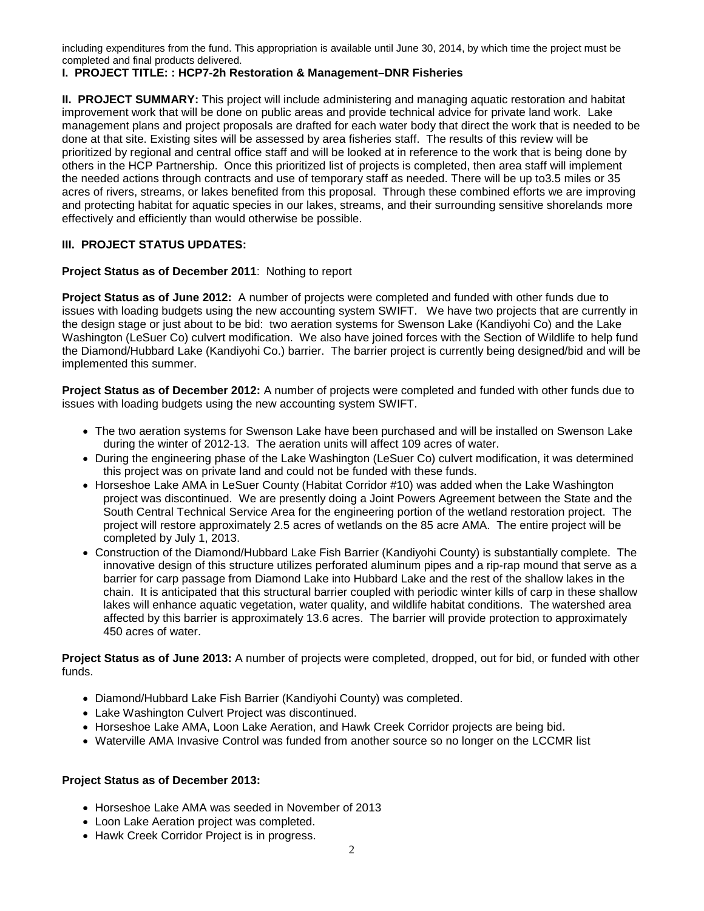including expenditures from the fund. This appropriation is available until June 30, 2014, by which time the project must be completed and final products delivered.

**I. PROJECT TITLE: : HCP7-2h Restoration & Management–DNR Fisheries**

**II. PROJECT SUMMARY:** This project will include administering and managing aquatic restoration and habitat improvement work that will be done on public areas and provide technical advice for private land work. Lake management plans and project proposals are drafted for each water body that direct the work that is needed to be done at that site. Existing sites will be assessed by area fisheries staff. The results of this review will be prioritized by regional and central office staff and will be looked at in reference to the work that is being done by others in the HCP Partnership. Once this prioritized list of projects is completed, then area staff will implement the needed actions through contracts and use of temporary staff as needed. There will be up to3.5 miles or 35 acres of rivers, streams, or lakes benefited from this proposal. Through these combined efforts we are improving and protecting habitat for aquatic species in our lakes, streams, and their surrounding sensitive shorelands more effectively and efficiently than would otherwise be possible.

**III. PROJECT STATUS UPDATES:**

**Project Status as of December 2011**: Nothing to report

**Project Status as of June 2012:** A number of projects were completed and funded with other funds due to issues with loading budgets using the new accounting system SWIFT. We have two projects that are currently in the design stage or just about to be bid: two aeration systems for Swenson Lake (Kandiyohi Co) and the Lake Washington (LeSuer Co) culvert modification. We also have joined forces with the Section of Wildlife to help fund the Diamond/Hubbard Lake (Kandiyohi Co.) barrier. The barrier project is currently being designed/bid and will be implemented this summer.

**Project Status as of December 2012:** A number of projects were completed and funded with other funds due to issues with loading budgets using the new accounting system SWIFT.

- The two aeration systems for Swenson Lake have been purchased and will be installed on Swenson Lake during the winter of 2012-13. The aeration units will affect 109 acres of water.
- During the engineering phase of the Lake Washington (LeSuer Co) culvert modification, it was determined this project was on private land and could not be funded with these funds.
- Horseshoe Lake AMA in LeSuer County (Habitat Corridor #10) was added when the Lake Washington project was discontinued. We are presently doing a Joint Powers Agreement between the State and the South Central Technical Service Area for the engineering portion of the wetland restoration project. The project will restore approximately 2.5 acres of wetlands on the 85 acre AMA. The entire project will be completed by July 1, 2013.
- Construction of the Diamond/Hubbard Lake Fish Barrier (Kandiyohi County) is substantially complete. The innovative design of this structure utilizes perforated aluminum pipes and a rip-rap mound that serve as a barrier for carp passage from Diamond Lake into Hubbard Lake and the rest of the shallow lakes in the chain. It is anticipated that this structural barrier coupled with periodic winter kills of carp in these shallow lakes will enhance aquatic vegetation, water quality, and wildlife habitat conditions. The watershed area affected by this barrier is approximately 13.6 acres. The barrier will provide protection to approximately 450 acres of water.

**Project Status as of June 2013:** A number of projects were completed, dropped, out for bid, or funded with other funds.

- Diamond/Hubbard Lake Fish Barrier (Kandiyohi County) was completed.
- Lake Washington Culvert Project was discontinued.
- Horseshoe Lake AMA, Loon Lake Aeration, and Hawk Creek Corridor projects are being bid.
- Waterville AMA Invasive Control was funded from another source so no longer on the LCCMR list

**Project Status as of December 2013:**

- Horseshoe Lake AMA was seeded in November of 2013
- Loon Lake Aeration project was completed.
- Hawk Creek Corridor Project is in progress.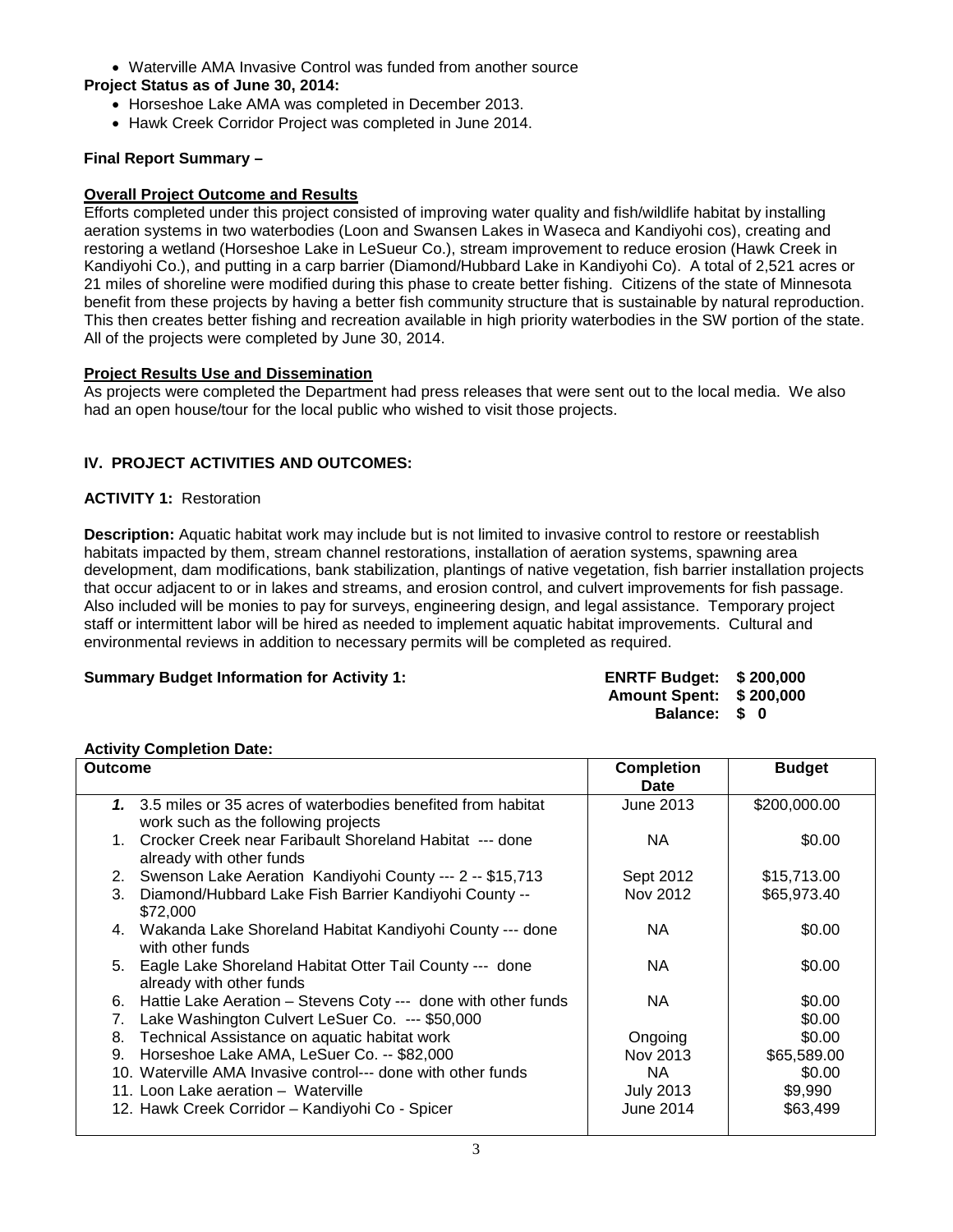- Waterville AMA Invasive Control was funded from another source

**Project Status as of June 30, 2014:**

- Horseshoe Lake AMA was completed in December 2013.
- Hawk Creek Corridor Project was completed in June 2014.

**Final Report Summary –**

**Overall Project Outcome and Results**

Efforts completed under this project consisted of improving water quality and fish/wildlife habitat by installing aeration systems in two waterbodies (Loon and Swansen Lakes in Waseca and Kandiyohi cos), creating and restoring a wetland (Horseshoe Lake in LeSueur Co.), stream improvement to reduce erosion (Hawk Creek in Kandiyohi Co.), and putting in a carp barrier (Diamond/Hubbard Lake in Kandiyohi Co). A total of 2,521 acres or 21 miles of shoreline were modified during this phase to create better fishing. Citizens of the state of Minnesota benefit from these projects by having a better fish community structure that is sustainable by natural reproduction. This then creates better fishing and recreation available in high priority waterbodies in the SW portion of the state. All of the projects were completed by June 30, 2014.

**Project Results Use and Dissemination**

As projects were completed the Department had press releases that were sent out to the local media. We also had an open house/tour for the local public who wished to visit those projects.

## IV. PROJECT ACTIVITIES AND OUTCOMES:

**ACTIVITY 1:** Restoration

**Description:** Aquatic habitat work may include but is not limited to invasive control to restore or reestablish habitats impacted by them, stream channel restorations, installation of aeration systems, spawning area development, dam modifications, bank stabilization, plantings of native vegetation, fish barrier installation projects that occur adjacent to or in lakes and streams, and erosion control, and culvert improvements for fish passage. Also included will be monies to pay for surveys, engineering design, and legal assistance. Temporary project staff or intermittent labor will be hired as needed to implement aquatic habitat improvements. Cultural and environmental reviews in addition to necessary permits will be completed as required.

**Summary Budget Information for Activity 1:**

**ENRTF Budget: $ 200,000**
**Amount Spent: $ 200,000**
**Balance: $ 0**

**Activity Completion Date:**

| Outcome | Completion Date | Budget |
|---|---|---|
| ***1.*** 3.5 miles or 35 acres of waterbodies benefited from habitat work such as the following projects | June 2013 | $200,000.00 |
| 1. Crocker Creek near Faribault Shoreland Habitat --- done already with other funds | NA | $0.00 |
| 2. Swenson Lake Aeration Kandiyohi County --- 2 -- $15,713 | Sept 2012 | $15,713.00 |
| 3. Diamond/Hubbard Lake Fish Barrier Kandiyohi County -- $72,000 | Nov 2012 | $65,973.40 |
| 4. Wakanda Lake Shoreland Habitat Kandiyohi County --- done with other funds | NA | $0.00 |
| 5. Eagle Lake Shoreland Habitat Otter Tail County --- done already with other funds | NA | $0.00 |
| 6. Hattie Lake Aeration – Stevens Coty --- done with other funds | NA | $0.00 |
| 7. Lake Washington Culvert LeSuer Co. --- $50,000 | | $0.00 |
| 8. Technical Assistance on aquatic habitat work | Ongoing | $0.00 |
| 9. Horseshoe Lake AMA, LeSuer Co. -- $82,000 | Nov 2013 | $65,589.00 |
| 10. Waterville AMA Invasive control--- done with other funds | NA | $0.00 |
| 11. Loon Lake aeration – Waterville | July 2013 | $9,990 |
| 12. Hawk Creek Corridor – Kandiyohi Co - Spicer | June 2014 | $63,499 |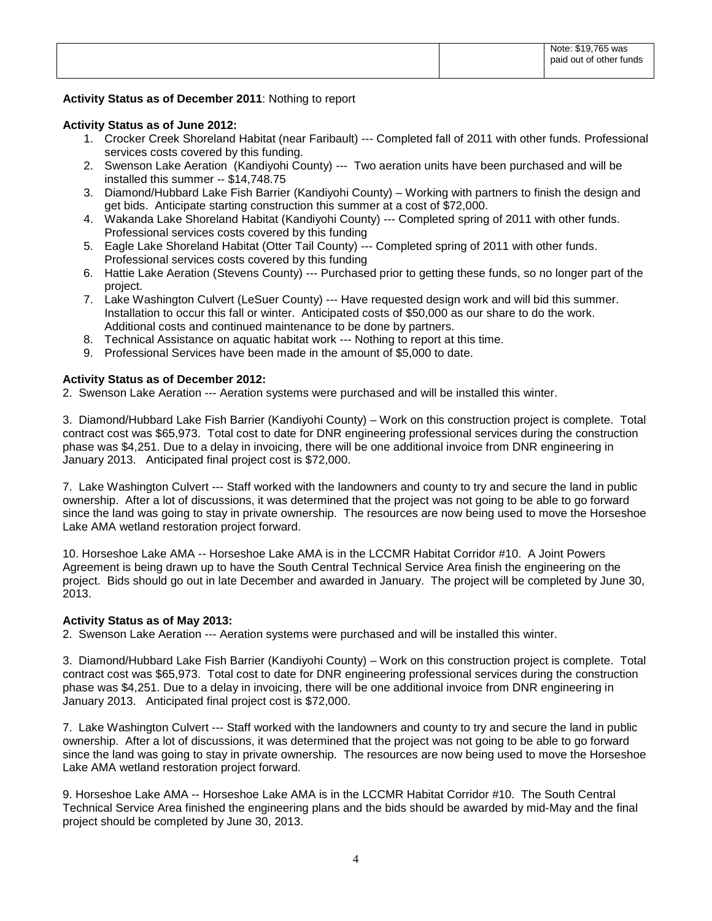| | | |
|---|---|---|
| | | Note: $19,765 was paid out of other funds |

**Activity Status as of December 2011**: Nothing to report

**Activity Status as of June 2012:**

1. Crocker Creek Shoreland Habitat (near Faribault) --- Completed fall of 2011 with other funds. Professional services costs covered by this funding.
2. Swenson Lake Aeration (Kandiyohi County) --- Two aeration units have been purchased and will be installed this summer -- $14,748.75
3. Diamond/Hubbard Lake Fish Barrier (Kandiyohi County) – Working with partners to finish the design and get bids. Anticipate starting construction this summer at a cost of $72,000.
4. Wakanda Lake Shoreland Habitat (Kandiyohi County) --- Completed spring of 2011 with other funds. Professional services costs covered by this funding
5. Eagle Lake Shoreland Habitat (Otter Tail County) --- Completed spring of 2011 with other funds. Professional services costs covered by this funding
6. Hattie Lake Aeration (Stevens County) --- Purchased prior to getting these funds, so no longer part of the project.
7. Lake Washington Culvert (LeSuer County) --- Have requested design work and will bid this summer. Installation to occur this fall or winter. Anticipated costs of $50,000 as our share to do the work. Additional costs and continued maintenance to be done by partners.
8. Technical Assistance on aquatic habitat work --- Nothing to report at this time.
9. Professional Services have been made in the amount of $5,000 to date.

**Activity Status as of December 2012:**

2. Swenson Lake Aeration --- Aeration systems were purchased and will be installed this winter.

3. Diamond/Hubbard Lake Fish Barrier (Kandiyohi County) – Work on this construction project is complete. Total contract cost was $65,973. Total cost to date for DNR engineering professional services during the construction phase was $4,251. Due to a delay in invoicing, there will be one additional invoice from DNR engineering in January 2013. Anticipated final project cost is $72,000.

7. Lake Washington Culvert --- Staff worked with the landowners and county to try and secure the land in public ownership. After a lot of discussions, it was determined that the project was not going to be able to go forward since the land was going to stay in private ownership. The resources are now being used to move the Horseshoe Lake AMA wetland restoration project forward.

10. Horseshoe Lake AMA -- Horseshoe Lake AMA is in the LCCMR Habitat Corridor #10. A Joint Powers Agreement is being drawn up to have the South Central Technical Service Area finish the engineering on the project. Bids should go out in late December and awarded in January. The project will be completed by June 30, 2013.

**Activity Status as of May 2013:**

2. Swenson Lake Aeration --- Aeration systems were purchased and will be installed this winter.

3. Diamond/Hubbard Lake Fish Barrier (Kandiyohi County) – Work on this construction project is complete. Total contract cost was $65,973. Total cost to date for DNR engineering professional services during the construction phase was $4,251. Due to a delay in invoicing, there will be one additional invoice from DNR engineering in January 2013. Anticipated final project cost is $72,000.

7. Lake Washington Culvert --- Staff worked with the landowners and county to try and secure the land in public ownership. After a lot of discussions, it was determined that the project was not going to be able to go forward since the land was going to stay in private ownership. The resources are now being used to move the Horseshoe Lake AMA wetland restoration project forward.

9. Horseshoe Lake AMA -- Horseshoe Lake AMA is in the LCCMR Habitat Corridor #10. The South Central Technical Service Area finished the engineering plans and the bids should be awarded by mid-May and the final project should be completed by June 30, 2013.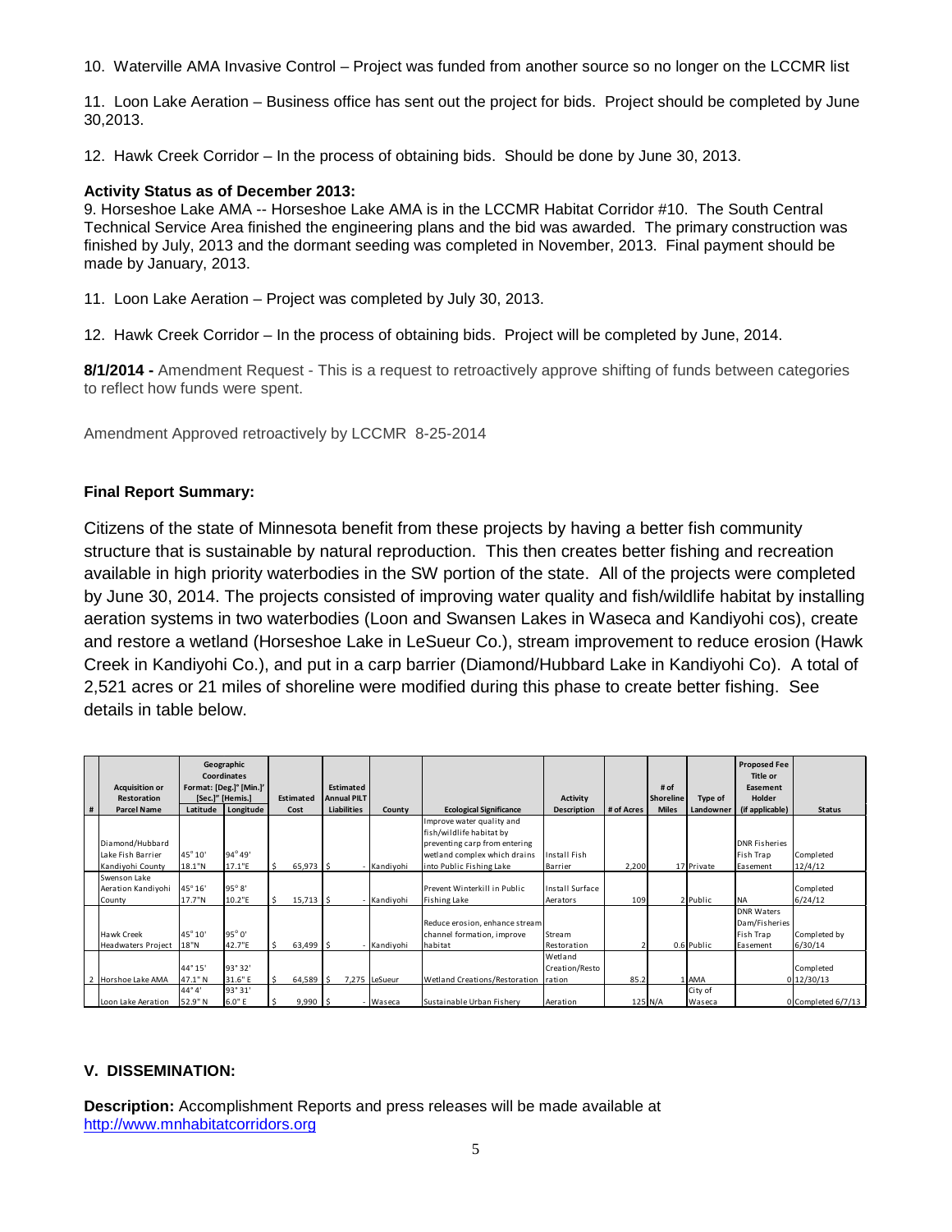10. Waterville AMA Invasive Control – Project was funded from another source so no longer on the LCCMR list

11. Loon Lake Aeration – Business office has sent out the project for bids. Project should be completed by June 30,2013.

12. Hawk Creek Corridor – In the process of obtaining bids. Should be done by June 30, 2013.

**Activity Status as of December 2013:**
9. Horseshoe Lake AMA -- Horseshoe Lake AMA is in the LCCMR Habitat Corridor #10. The South Central Technical Service Area finished the engineering plans and the bid was awarded. The primary construction was finished by July, 2013 and the dormant seeding was completed in November, 2013. Final payment should be made by January, 2013.

11. Loon Lake Aeration – Project was completed by July 30, 2013.

12. Hawk Creek Corridor – In the process of obtaining bids. Project will be completed by June, 2014.

**8/1/2014 -** Amendment Request - This is a request to retroactively approve shifting of funds between categories to reflect how funds were spent.

Amendment Approved retroactively by LCCMR 8-25-2014

**Final Report Summary:**

Citizens of the state of Minnesota benefit from these projects by having a better fish community structure that is sustainable by natural reproduction. This then creates better fishing and recreation available in high priority waterbodies in the SW portion of the state. All of the projects were completed by June 30, 2014. The projects consisted of improving water quality and fish/wildlife habitat by installing aeration systems in two waterbodies (Loon and Swansen Lakes in Waseca and Kandiyohi cos), create and restore a wetland (Horseshoe Lake in LeSueur Co.), stream improvement to reduce erosion (Hawk Creek in Kandiyohi Co.), and put in a carp barrier (Diamond/Hubbard Lake in Kandiyohi Co). A total of 2,521 acres or 21 miles of shoreline were modified during this phase to create better fishing. See details in table below.

| # | Acquisition or Restoration Parcel Name | Geographic Coordinates Format: [Deg.]° [Min.]' [Sec.]" [Hemis.] Latitude | Longitude | Estimated Cost | Estimated Annual PILT Liabilities | County | Ecological Significance | Activity Description | # of Acres | # of Shoreline Miles | Type of Landowner | Proposed Fee Title or Easement Holder (if applicable) | Status |
|---|---|---|---|---|---|---|---|---|---|---|---|---|---|
| | Diamond/Hubbard Lake Fish Barrier Kandiyohi County | 45° 10' 18.1"N | 94° 49' 17.1"E | $ 65,973 | $ - | Kandiyohi | Improve water quality and fish/wildlife habitat by preventing carp from entering wetland complex which drains into Public Fishing Lake | Install Fish Barrier | 2,200 | 17 | Private | DNR Fisheries Fish Trap Easement | Completed 12/4/12 |
| | Swenson Lake Aeration Kandiyohi County | 45° 16' 17.7"N | 95° 8' 10.2"E | $ 15,713 | $ - | Kandiyohi | Prevent Winterkill in Public Fishing Lake | Install Surface Aerators | 109 | 2 | Public | NA | Completed 6/24/12 |
| | Hawk Creek Headwaters Project | 45° 10' 18"N | 95° 0' 42.7"E | $ 63,499 | $ - | Kandiyohi | Reduce erosion, enhance stream channel formation, improve habitat | Stream Restoration | 2 | 0.6 | Public | DNR Waters Dam/Fisheries Fish Trap Easement | Completed by 6/30/14 |
| 2 | Horshoe Lake AMA | 44° 15' 47.1" N | 93° 32' 31.6" E | $ 64,589 | $ 7,275 | LeSueur | Wetland Creations/Restoration | Wetland Creation/Restoration | 85.2 | 1 | AMA | 0 | Completed 12/30/13 |
| | Loon Lake Aeration | 44° 4' 52.9" N | 93° 31' 6.0" E | $ 9,990 | $ - | Waseca | Sustainable Urban Fishery | Aeration | 125 | N/A | City of Waseca | 0 | Completed 6/7/13 |

### V. DISSEMINATION:

**Description:** Accomplishment Reports and press releases will be made available at http://www.mnhabitatcorridors.org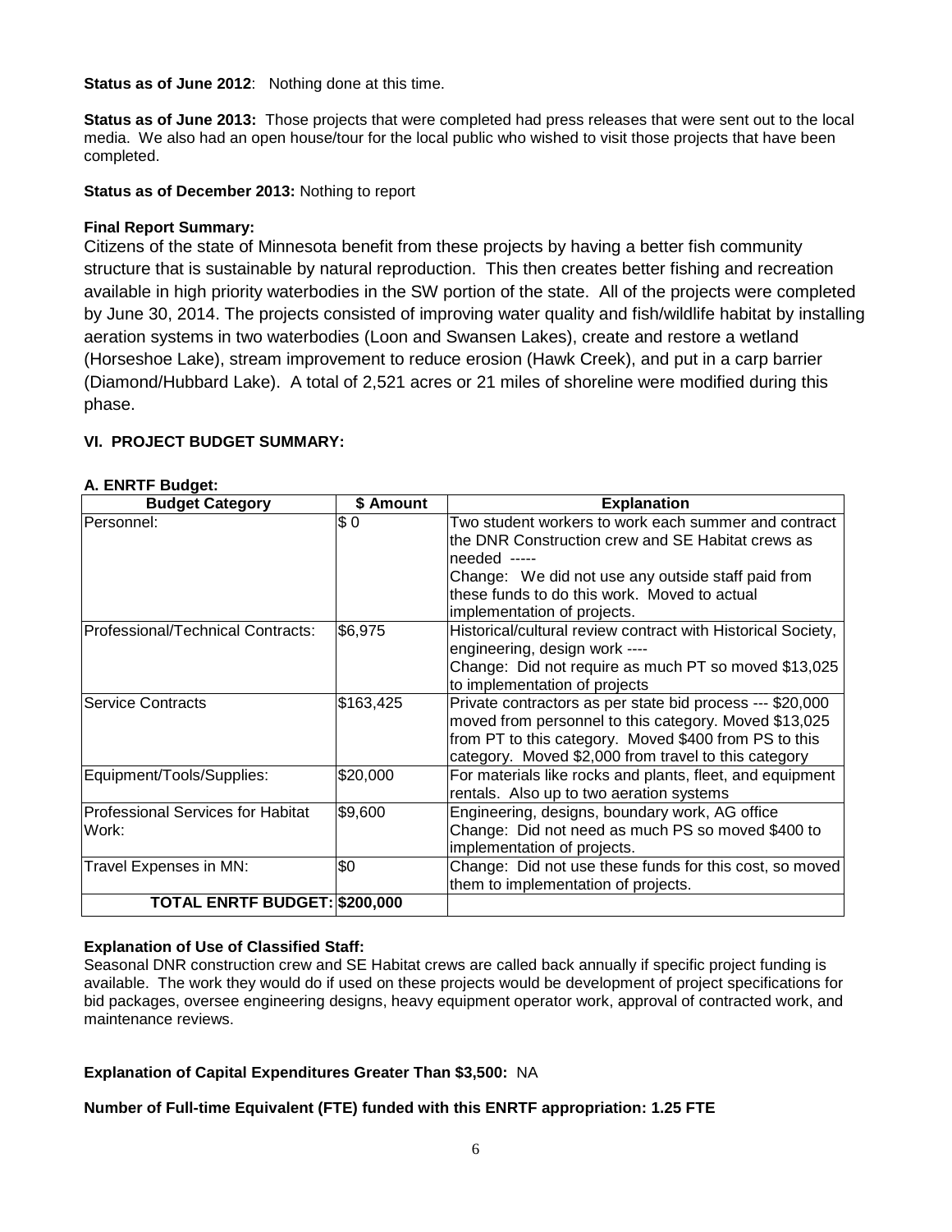**Status as of June 2012**: Nothing done at this time.

**Status as of June 2013:** Those projects that were completed had press releases that were sent out to the local media. We also had an open house/tour for the local public who wished to visit those projects that have been completed.

**Status as of December 2013:** Nothing to report

**Final Report Summary:**

Citizens of the state of Minnesota benefit from these projects by having a better fish community structure that is sustainable by natural reproduction. This then creates better fishing and recreation available in high priority waterbodies in the SW portion of the state. All of the projects were completed by June 30, 2014. The projects consisted of improving water quality and fish/wildlife habitat by installing aeration systems in two waterbodies (Loon and Swansen Lakes), create and restore a wetland (Horseshoe Lake), stream improvement to reduce erosion (Hawk Creek), and put in a carp barrier (Diamond/Hubbard Lake). A total of 2,521 acres or 21 miles of shoreline were modified during this phase.

## VI. PROJECT BUDGET SUMMARY:

**A. ENRTF Budget:**

| Budget Category | $ Amount | Explanation |
|---|---|---|
| Personnel: | $ 0 | Two student workers to work each summer and contract the DNR Construction crew and SE Habitat crews as needed ----- Change: We did not use any outside staff paid from these funds to do this work. Moved to actual implementation of projects. |
| Professional/Technical Contracts: | $6,975 | Historical/cultural review contract with Historical Society, engineering, design work ---- Change: Did not require as much PT so moved $13,025 to implementation of projects |
| Service Contracts | $163,425 | Private contractors as per state bid process --- $20,000 moved from personnel to this category. Moved $13,025 from PT to this category. Moved $400 from PS to this category. Moved $2,000 from travel to this category |
| Equipment/Tools/Supplies: | $20,000 | For materials like rocks and plants, fleet, and equipment rentals. Also up to two aeration systems |
| Professional Services for Habitat Work: | $9,600 | Engineering, designs, boundary work, AG office Change: Did not need as much PS so moved $400 to implementation of projects. |
| Travel Expenses in MN: | $0 | Change: Did not use these funds for this cost, so moved them to implementation of projects. |
| **TOTAL ENRTF BUDGET:** | **$200,000** | |

**Explanation of Use of Classified Staff:**

Seasonal DNR construction crew and SE Habitat crews are called back annually if specific project funding is available. The work they would do if used on these projects would be development of project specifications for bid packages, oversee engineering designs, heavy equipment operator work, approval of contracted work, and maintenance reviews.

**Explanation of Capital Expenditures Greater Than $3,500:** NA

**Number of Full-time Equivalent (FTE) funded with this ENRTF appropriation: 1.25 FTE**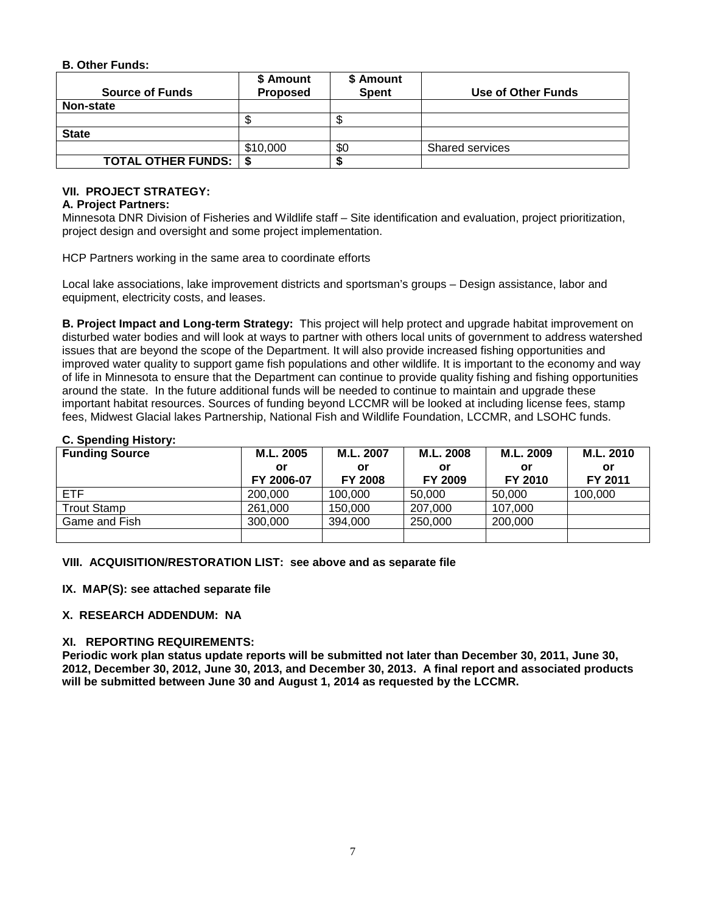**B. Other Funds:**

| Source of Funds | $ Amount Proposed | $ Amount Spent | Use of Other Funds |
|---|---|---|---|
| **Non-state** | | | |
| | $ | $ | |
| **State** | | | |
| | $10,000 | $0 | Shared services |
| **TOTAL OTHER FUNDS:** | **$** | **$** | |

**VII. PROJECT STRATEGY:**

**A. Project Partners:**

Minnesota DNR Division of Fisheries and Wildlife staff – Site identification and evaluation, project prioritization, project design and oversight and some project implementation.

HCP Partners working in the same area to coordinate efforts

Local lake associations, lake improvement districts and sportsman's groups – Design assistance, labor and equipment, electricity costs, and leases.

**B. Project Impact and Long-term Strategy:** This project will help protect and upgrade habitat improvement on disturbed water bodies and will look at ways to partner with others local units of government to address watershed issues that are beyond the scope of the Department. It will also provide increased fishing opportunities and improved water quality to support game fish populations and other wildlife. It is important to the economy and way of life in Minnesota to ensure that the Department can continue to provide quality fishing and fishing opportunities around the state. In the future additional funds will be needed to continue to maintain and upgrade these important habitat resources. Sources of funding beyond LCCMR will be looked at including license fees, stamp fees, Midwest Glacial lakes Partnership, National Fish and Wildlife Foundation, LCCMR, and LSOHC funds.

**C. Spending History:**

| Funding Source | M.L. 2005 or FY 2006-07 | M.L. 2007 or FY 2008 | M.L. 2008 or FY 2009 | M.L. 2009 or FY 2010 | M.L. 2010 or FY 2011 |
|---|---|---|---|---|---|
| ETF | 200,000 | 100,000 | 50,000 | 50,000 | 100,000 |
| Trout Stamp | 261,000 | 150,000 | 207,000 | 107,000 | |
| Game and Fish | 300,000 | 394,000 | 250,000 | 200,000 | |
| | | | | | |

**VIII. ACQUISITION/RESTORATION LIST: see above and as separate file**

**IX. MAP(S): see attached separate file**

**X. RESEARCH ADDENDUM: NA**

**XI. REPORTING REQUIREMENTS:**

**Periodic work plan status update reports will be submitted not later than December 30, 2011, June 30, 2012, December 30, 2012, June 30, 2013, and December 30, 2013. A final report and associated products will be submitted between June 30 and August 1, 2014 as requested by the LCCMR.**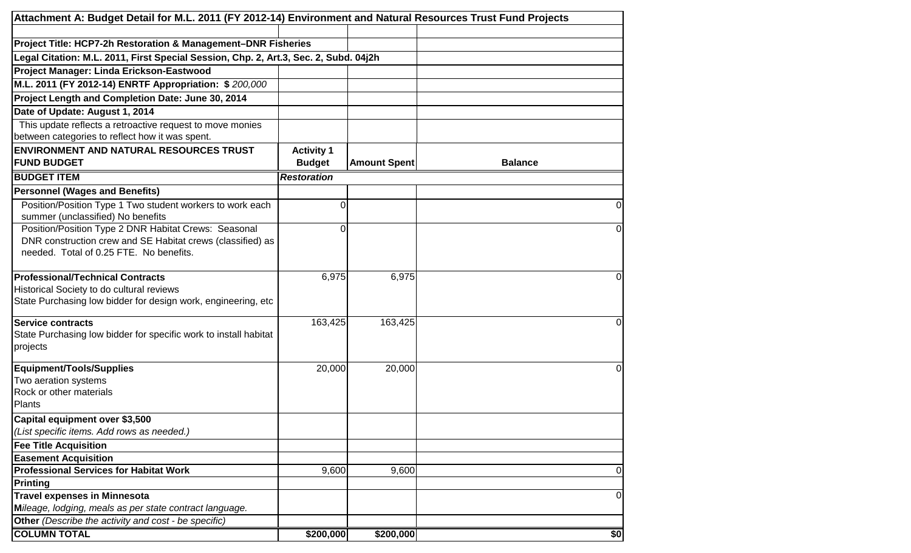| Attachment A: Budget Detail for M.L. 2011 (FY 2012-14) Environment and Natural Resources Trust Fund Projects | | | |
|---|---|---|---|
| | | | |
| **Project Title: HCP7-2h Restoration & Management–DNR Fisheries** | | | |
| **Legal Citation: M.L. 2011, First Special Session, Chp. 2, Art.3, Sec. 2, Subd. 04j2h** | | | |
| **Project Manager: Linda Erickson-Eastwood** | | | |
| **M.L. 2011 (FY 2012-14) ENRTF Appropriation: $** *200,000* | | | |
| **Project Length and Completion Date: June 30, 2014** | | | |
| **Date of Update: August 1, 2014** | | | |
| This update reflects a retroactive request to move monies between categories to reflect how it was spent. | | | |
| **ENVIRONMENT AND NATURAL RESOURCES TRUST FUND BUDGET** | **Activity 1 Budget** | **Amount Spent** | **Balance** |
| **BUDGET ITEM** | ***Restoration*** | | |
| **Personnel (Wages and Benefits)** | | | |
| Position/Position Type 1 Two student workers to work each summer (unclassified) No benefits | 0 | | 0 |
| Position/Position Type 2 DNR Habitat Crews: Seasonal DNR construction crew and SE Habitat crews (classified) as needed. Total of 0.25 FTE. No benefits. | 0 | | 0 |
| **Professional/Technical Contracts**<br>Historical Society to do cultural reviews<br>State Purchasing low bidder for design work, engineering, etc | 6,975 | 6,975 | 0 |
| **Service contracts**<br>State Purchasing low bidder for specific work to install habitat projects | 163,425 | 163,425 | 0 |
| **Equipment/Tools/Supplies**<br>Two aeration systems<br>Rock or other materials<br>Plants | 20,000 | 20,000 | 0 |
| **Capital equipment over $3,500**<br>*(List specific items. Add rows as needed.)* | | | |
| **Fee Title Acquisition** | | | |
| **Easement Acquisition** | | | |
| **Professional Services for Habitat Work** | 9,600 | 9,600 | 0 |
| **Printing** | | | |
| **Travel expenses in Minnesota**<br>***M****ileage, lodging, meals as per state contract language.* | | | 0 |
| **Other** *(Describe the activity and cost - be specific)* | | | |
| **COLUMN TOTAL** | **$200,000** | **$200,000** | **$0** |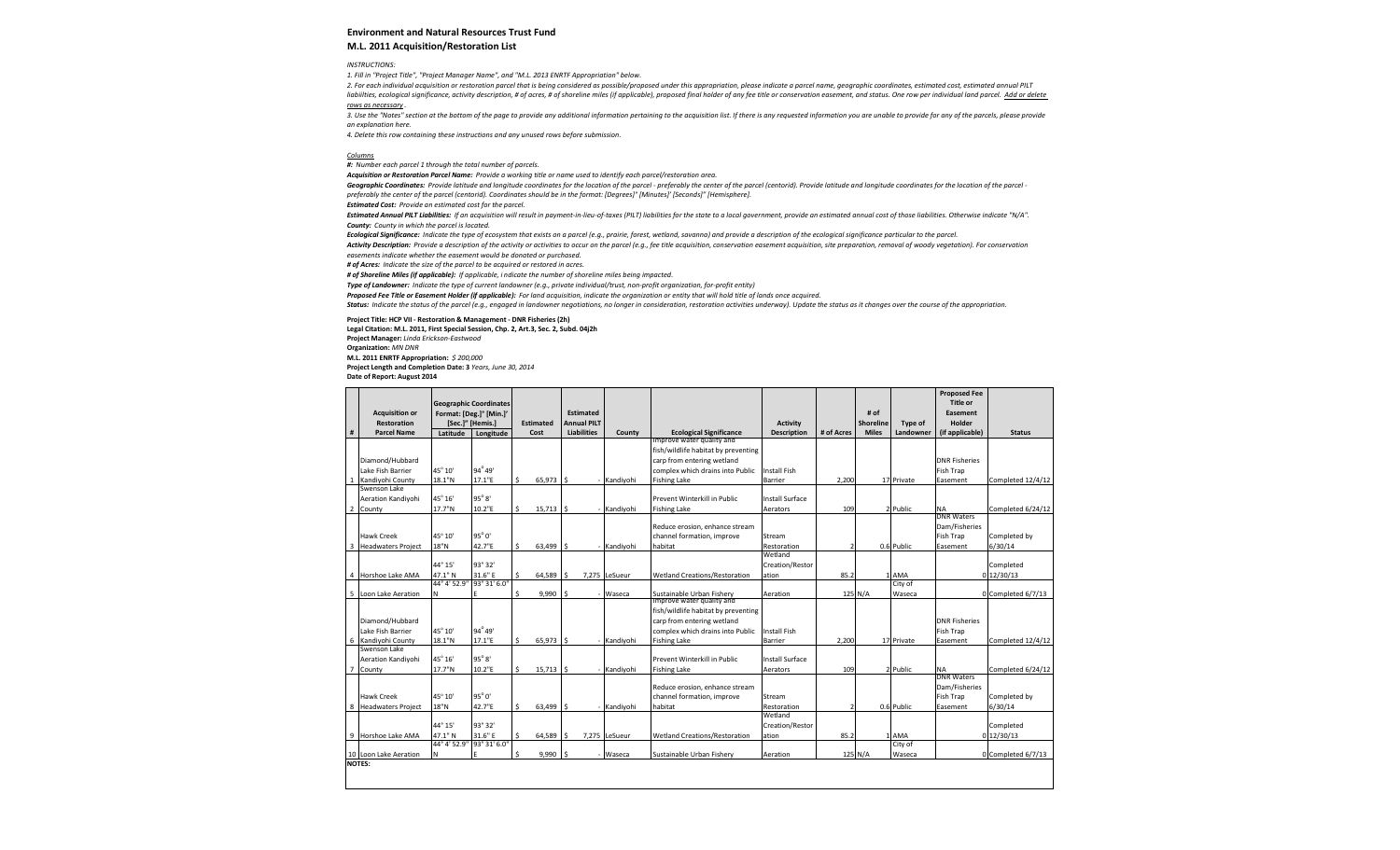## Environment and Natural Resources Trust Fund

## M.L. 2011 Acquisition/Restoration List

*INSTRUCTIONS:*

*1. Fill in "Project Title", "Project Manager Name", and "M.L. 2013 ENRTF Appropriation" below.*

*2. For each individual acquisition or restoration parcel that is being considered as possible/proposed under this appropriation, please indicate a parcel name, geographic coordinates, estimated cost, estimated annual PILT liabilities, ecological significance, activity description, # of acres, # of shoreline miles (if applicable), proposed final holder of any fee title or conservation easement, and status. One row per individual land parcel. Add or delete rows as necessary.*

*3. Use the "Notes" section at the bottom of the page to provide any additional information pertaining to the acquisition list. If there is any requested information you are unable to provide for any of the parcels, please provide an explanation here.*

*4. Delete this row containing these instructions and any unused rows before submission.*

*Columns*

***#:*** *Number each parcel 1 through the total number of parcels.*

***Acquisition or Restoration Parcel Name:*** *Provide a working title or name used to identify each parcel/restoration area.*

***Geographic Coordinates:*** *Provide latitude and longitude coordinates for the location of the parcel - preferably the center of the parcel (centorid). Provide latitude and longitude coordinates for the location of the parcel - preferably the center of the parcel (centorid). Coordinates should be in the format: [Degrees]° [Minutes]' [Seconds]" [Hemisphere].*

***Estimated Cost:*** *Provide an estimated cost for the parcel.*

***Estimated Annual PILT Liabilities:*** *If an acquisition will result in payment-in-lieu-of-taxes (PILT) liabilities for the state to a local government, provide an estimated annual cost of those liabilities. Otherwise indicate "N/A".*

***County:*** *County in which the parcel is located.*

***Ecological Significance:*** *Indicate the type of ecosystem that exists on a parcel (e.g., prairie, forest, wetland, savanna) and provide a description of the ecological significance particular to the parcel.*

***Activity Description:*** *Provide a description of the activity or activities to occur on the parcel (e.g., fee title acquisition, conservation easement acquisition, site preparation, removal of woody vegetation). For conservation easements indicate whether the easement would be donated or purchased.*

***# of Acres:*** *Indicate the size of the parcel to be acquired or restored in acres.*

***# of Shoreline Miles (if applicable):*** *If applicable, indicate the number of shoreline miles being impacted.*

***Type of Landowner:*** *Indicate the type of current landowner (e.g., private individual/trust, non-profit organization, for-profit entity)*

***Proposed Fee Title or Easement Holder (if applicable):*** *For land acquisition, indicate the organization or entity that will hold title of lands once acquired.*

***Status:*** *Indicate the status of the parcel (e.g., engaged in landowner negotiations, no longer in consideration, restoration activities underway). Update the status as it changes over the course of the appropriation.*

**Project Title: HCP VII - Restoration & Management - DNR Fisheries (2h)**
**Legal Citation: M.L. 2011, First Special Session, Chp. 2, Art.3, Sec. 2, Subd. 04j2h**
**Project Manager:** *Linda Erickson-Eastwood*
**Organization:** *MN DNR*
**M.L. 2011 ENRTF Appropriation:** *$ 200,000*
**Project Length and Completion Date: 3** *Years, June 30, 2014*
**Date of Report: August 2014**

| # | Acquisition or Restoration Parcel Name | Geographic Coordinates Format: [Deg.]° [Min.]' [Sec.]" [Hemis.] | | Estimated Cost | Estimated Annual PILT Liabilities | County | Ecological Significance | Activity Description | # of Acres | # of Shoreline Miles | Type of Landowner | Proposed Fee Title or Easement Holder (if applicable) | Status |
|---|---|---|---|---|---|---|---|---|---|---|---|---|---|
| | | Latitude | Longitude | | | | | | | | | | |
| 1 | Diamond/Hubbard Lake Fish Barrier Kandiyohi County | 45° 10' 18.1"N | 94° 49' 17.1"E | $ 65,973 | $ - | Kandiyohi | Improve water quality and fish/wildlife habitat by preventing carp from entering wetland complex which drains into Public Fishing Lake | Install Fish Barrier | 2,200 | 17 | Private | DNR Fisheries Fish Trap Easement | Completed 12/4/12 |
| 2 | Swenson Lake Aeration Kandiyohi County | 45° 16' 17.7"N | 95° 8' 10.2"E | $ 15,713 | $ - | Kandiyohi | Prevent Winterkill in Public Fishing Lake | Install Surface Aerators | 109 | 2 | Public | NA | Completed 6/24/12 |
| 3 | Hawk Creek Headwaters Project | 45° 10' 18"N | 95° 0' 42.7"E | $ 63,499 | $ - | Kandiyohi | Reduce erosion, enhance stream channel formation, improve habitat | Stream Restoration | 2 | 0.6 | Public | DNR Waters Dam/Fisheries Fish Trap Easement | Completed by 6/30/14 |
| 4 | Horshoe Lake AMA | 44° 15' 47.1" N | 93° 32' 31.6" E | $ 64,589 | $ 7,275 | LeSueur | Wetland Creations/Restoration | Wetland Creation/Restoration | 85.2 | 1 | AMA | 0 | Completed 12/30/13 |
| 5 | Loon Lake Aeration | 44° 4' 52.9" N | 93° 31' 6.0" E | $ 9,990 | $ - | Waseca | Sustainable Urban Fishery | Aeration | 125 | N/A | City of Waseca | 0 | Completed 6/7/13 |
| 6 | Diamond/Hubbard Lake Fish Barrier Kandiyohi County | 45° 10' 18.1"N | 94° 49' 17.1"E | $ 65,973 | $ - | Kandiyohi | Improve water quality and fish/wildlife habitat by preventing carp from entering wetland complex which drains into Public Fishing Lake | Install Fish Barrier | 2,200 | 17 | Private | DNR Fisheries Fish Trap Easement | Completed 12/4/12 |
| 7 | Swenson Lake Aeration Kandiyohi County | 45° 16' 17.7"N | 95° 8' 10.2"E | $ 15,713 | $ - | Kandiyohi | Prevent Winterkill in Public Fishing Lake | Install Surface Aerators | 109 | 2 | Public | NA | Completed 6/24/12 |
| 8 | Hawk Creek Headwaters Project | 45° 10' 18"N | 95° 0' 42.7"E | $ 63,499 | $ - | Kandiyohi | Reduce erosion, enhance stream channel formation, improve habitat | Stream Restoration | 2 | 0.6 | Public | DNR Waters Dam/Fisheries Fish Trap Easement | Completed by 6/30/14 |
| 9 | Horshoe Lake AMA | 44° 15' 47.1" N | 93° 32' 31.6" E | $ 64,589 | $ 7,275 | LeSueur | Wetland Creations/Restoration | Wetland Creation/Restoration | 85.2 | 1 | AMA | 0 | Completed 12/30/13 |
| 10 | Loon Lake Aeration | 44° 4' 52.9" N | 93° 31' 6.0" E | $ 9,990 | $ - | Waseca | Sustainable Urban Fishery | Aeration | 125 | N/A | City of Waseca | 0 | Completed 6/7/13 |

**NOTES:**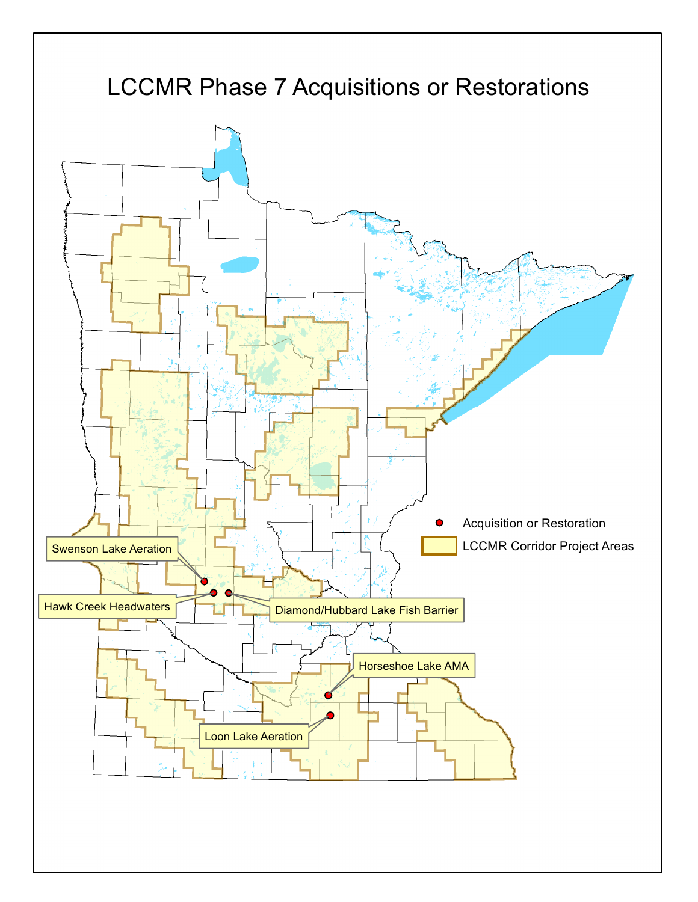# LCCMR Phase 7 Acquisitions or Restorations

Acquisition or Restoration

LCCMR Corridor Project Areas

Swenson Lake Aeration

Hawk Creek Headwaters

Diamond/Hubbard Lake Fish Barrier

Horseshoe Lake AMA

Loon Lake Aeration